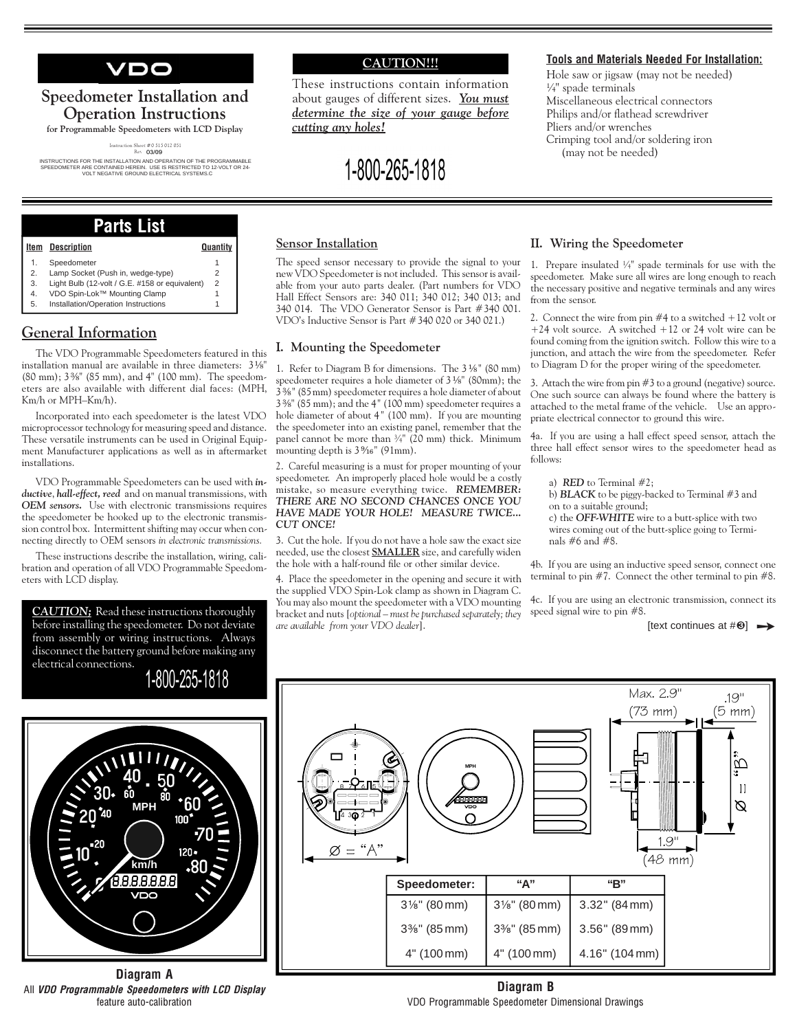# VDO

## Speedometer Installation and Operation Instructions

**for Programmable Speedometers with LCD Display**

Instruction Sheet # 0 515 012 051
Rev. 03/09

INSTRUCTIONS FOR THE INSTALLATION AND OPERATION OF THE PROGRAMMABLE SPEEDOMETER ARE CONTAINED HEREIN. USE IS RESTRICTED TO 12-VOLT OR 24-VOLT NEGATIVE GROUND ELECTRICAL SYSTEMS.C

**CAUTION!!!**

These instructions contain information about gauges of different sizes. ***You must determine the size of your gauge before cutting any holes!***

1-800-265-1818

**Tools and Materials Needed For Installation:**

Hole saw or jigsaw (may not be needed)
¼" spade terminals
Miscellaneous electrical connectors
Philips and/or flathead screwdriver
Pliers and/or wrenches
Crimping tool and/or soldering iron (may not be needed)

## Parts List

| Item | Description | Quantity |
|---|---|---|
| 1. | Speedometer | 1 |
| 2. | Lamp Socket (Push in, wedge-type) | 2 |
| 3. | Light Bulb (12-volt / G.E. #158 or equivalent) | 2 |
| 4. | VDO Spin-Lok™ Mounting Clamp | 1 |
| 5. | Installation/Operation Instructions | 1 |

## General Information

The VDO Programmable Speedometers featured in this installation manual are available in three diameters: 3⅛" (80 mm); 3⅜" (85 mm), and 4" (100 mm). The speedometers are also available with different dial faces: (MPH, Km/h or MPH–Km/h).

Incorporated into each speedometer is the latest VDO microprocessor technology for measuring speed and distance. These versatile instruments can be used in Original Equipment Manufacturer applications as well as in aftermarket installations.

VDO Programmable Speedometers can be used with ***inductive***, ***hall-effect, reed*** and on manual transmissions, with ***OEM sensors.*** Use with electronic transmissions requires the speedometer be hooked up to the electronic transmission control box. Intermittent shifting may occur when connecting directly to OEM sensors *in electronic transmissions.*

These instructions describe the installation, wiring, calibration and operation of all VDO Programmable Speedometers with LCD display.

***CAUTION:*** Read these instructions thoroughly before installing the speedometer. Do not deviate from assembly or wiring instructions. Always disconnect the battery ground before making any electrical connections.

1-800-265-1818

### Sensor Installation

The speed sensor necessary to provide the signal to your new VDO Speedometer is not included. This sensor is available from your auto parts dealer. (Part numbers for VDO Hall Effect Sensors are: 340 011; 340 012; 340 013; and 340 014. The VDO Generator Sensor is Part #340 001. VDO's Inductive Sensor is Part #340 020 or 340 021.)

### I. Mounting the Speedometer

1. Refer to Diagram B for dimensions. The 3⅛" (80 mm) speedometer requires a hole diameter of 3⅛" (80mm); the 3⅜" (85mm) speedometer requires a hole diameter of about 3⅜" (85 mm); and the 4" (100 mm) speedometer requires a hole diameter of about 4" (100 mm). If you are mounting the speedometer into an existing panel, remember that the panel cannot be more than ¾" (20 mm) thick. Minimum mounting depth is 3⁹⁄₁₆" (91mm).

2. Careful measuring is a must for proper mounting of your speedometer. An improperly placed hole would be a costly mistake, so measure everything twice. ***REMEMBER: THERE ARE NO SECOND CHANCES ONCE YOU HAVE MADE YOUR HOLE! MEASURE TWICE... CUT ONCE!***

3. Cut the hole. If you do not have a hole saw the exact size needed, use the closest **SMALLER** size, and carefully widen the hole with a half-round file or other similar device.

4. Place the speedometer in the opening and secure it with the supplied VDO Spin-Lok clamp as shown in Diagram C. You may also mount the speedometer with a VDO mounting bracket and nuts [*optional – must be purchased separately; they are available from your VDO dealer*].

### II. Wiring the Speedometer

1. Prepare insulated ¼" spade terminals for use with the speedometer. Make sure all wires are long enough to reach the necessary positive and negative terminals and any wires from the sensor.

2. Connect the wire from pin #4 to a switched +12 volt or +24 volt source. A switched +12 or 24 volt wire can be found coming from the ignition switch. Follow this wire to a junction, and attach the wire from the speedometer. Refer to Diagram D for the proper wiring of the speedometer.

3. Attach the wire from pin #3 to a ground (negative) source. One such source can always be found where the battery is attached to the metal frame of the vehicle. Use an appropriate electrical connector to ground this wire.

4a. If you are using a hall effect speed sensor, attach the three hall effect sensor wires to the speedometer head as follows:

a) ***RED*** to Terminal #2;
b) ***BLACK*** to be piggy-backed to Terminal #3 and on to a suitable ground;
c) the ***OFF-WHITE*** wire to a butt-splice with two wires coming out of the butt-splice going to Terminals #6 and #8.

4b. If you are using an inductive speed sensor, connect one terminal to pin #7. Connect the other terminal to pin #8.

4c. If you are using an electronic transmission, connect its speed signal wire to pin #8.

[text continues at #❸]

**Diagram A**
All ***VDO Programmable Speedometers with LCD Display*** feature auto-calibration

Max. 2.9" (73 mm) .19" (5 mm) Ø = "A" Ø = "B" 1.9" (48 mm)

| Speedometer: | "A" | "B" |
|---|---|---|
| 3⅛" (80 mm) | 3⅛" (80 mm) | 3.32" (84 mm) |
| 3⅜" (85 mm) | 3⅜" (85 mm) | 3.56" (89 mm) |
| 4" (100 mm) | 4" (100 mm) | 4.16" (104 mm) |

**Diagram B**
VDO Programmable Speedometer Dimensional Drawings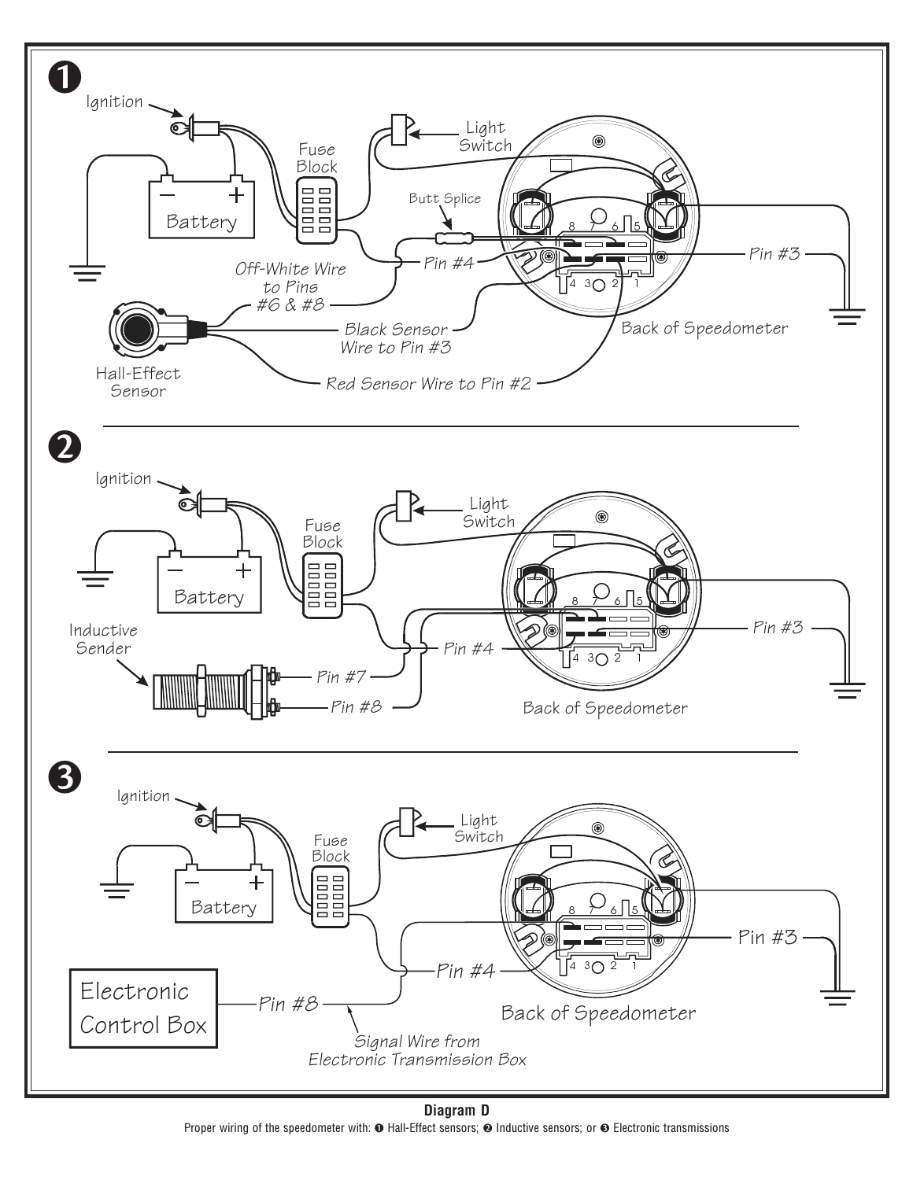**1**

Ignition

Light Switch

Fuse Block

Battery

Butt Splice

Pin #4

Pin #3

Off-White Wire to Pins #6 & #8

Black Sensor Wire to Pin #3

Back of Speedometer

Hall-Effect Sensor

Red Sensor Wire to Pin #2

**2**

Ignition

Light Switch

Fuse Block

Battery

Pin #3

Inductive Sender

Pin #4

Pin #7

Pin #8

Back of Speedometer

**3**

Ignition

Light Switch

Fuse Block

Battery

Pin #3

Pin #4

Electronic Control Box

Pin #8

Back of Speedometer

Signal Wire from Electronic Transmission Box

**Diagram D**

Proper wiring of the speedometer with: ❶ Hall-Effect sensors; ❷ Inductive sensors; or ❸ Electronic transmissions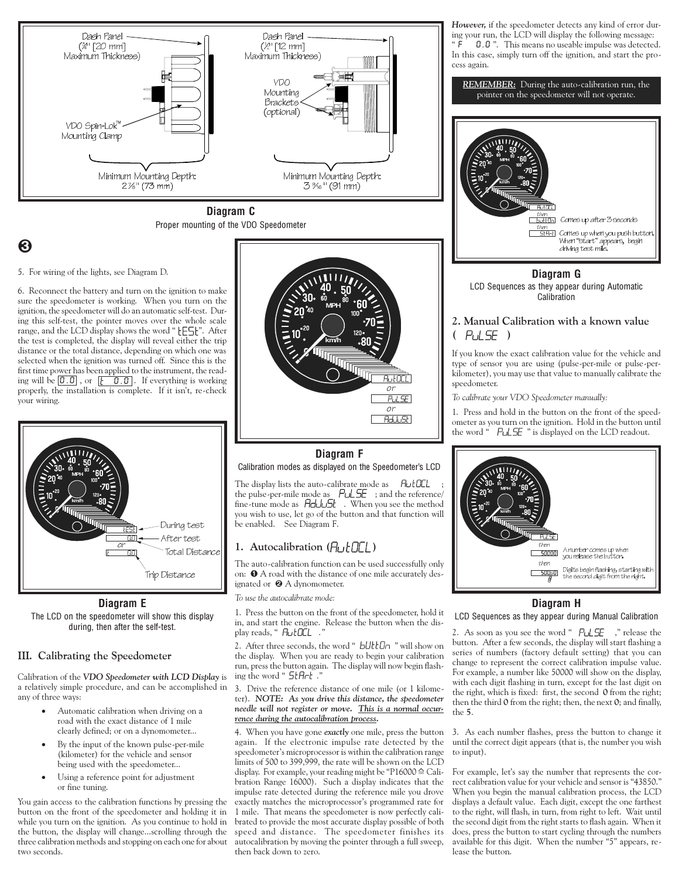**Diagram C**
Proper mounting of the VDO Speedometer

❸

5. For wiring of the lights, see Diagram D.

6. Reconnect the battery and turn on the ignition to make sure the speedometer is working. When you turn on the ignition, the speedometer will do an automatic self-test. During this self-test, the pointer moves over the whole scale range, and the LCD display shows the word "tESt". After the test is completed, the display will reveal either the trip distance or the total distance, depending on which one was selected when the ignition was turned off. Since this is the first time power has been applied to the instrument, the reading will be 0.0, or t 0.0. If everything is working properly, the installation is complete. If it isn't, re-check your wiring.

**Diagram E**
The LCD on the speedometer will show this display during, then after the self-test.

## III. Calibrating the Speedometer

Calibration of the ***VDO Speedometer with LCD Display*** is a relatively simple procedure, and can be accomplished in any of three ways:

- Automatic calibration when driving on a road with the exact distance of 1 mile clearly defined; or on a dynomometer...
- By the input of the known pulse-per-mile (kilometer) for the vehicle and sensor being used with the speedometer...
- Using a reference point for adjustment or fine tuning.

You gain access to the calibration functions by pressing the button on the front of the speedometer and holding it in while you turn on the ignition. As you continue to hold in the button, the display will change...scrolling through the three calibration methods and stopping on each one for about two seconds.

**Diagram F**
Calibration modes as displayed on the Speedometer's LCD

The display lists the auto-calibrate mode as AutOCL; the pulse-per-mile mode as PuLSE; and the reference/fine-tune mode as AdJuSt. When you see the method you wish to use, let go of the button and that function will be enabled. See Diagram F.

### 1. Autocalibration (AutOCL)

The auto-calibration function can be used successfully only on: ❶ A road with the distance of one mile accurately designated or ❷ A dynomometer.

*To use the autocalibrate mode:*

1. Press the button on the front of the speedometer, hold it in, and start the engine. Release the button when the display reads, "AutOCL."

2. After three seconds, the word "bUttOn" will show on the display. When you are ready to begin your calibration run, press the button again. The display will now begin flashing the word "StArt."

3. Drive the reference distance of one mile (or 1 kilometer). ***NOTE: As you drive this distance, the speedometer needle will not register or move. <u>This is a normal occurrence during the autocalibration process</u>.***

4. When you have gone ***exactly*** one mile, press the button again. If the electronic impulse rate detected by the speedometer's microprocessor is within the calibration range limits of 500 to 399,999, the rate will be shown on the LCD display. For example, your reading might be "P16000 ≙ Calibration Range 16000). Such a display indicates that the impulse rate detected during the reference mile you drove exactly matches the microprocessor's programmed rate for 1 mile. That means the speedometer is now perfectly calibrated to provide the most accurate display possible of both speed and distance. The speedometer finishes its autocalibration by moving the pointer through a full sweep, then back down to zero.

***However,*** if the speedometer detects any kind of error during your run, the LCD will display the following message: "F 0.0". This means no useable impulse was detected. In this case, simply turn off the ignition, and start the process again.

***<u>REMEMBER:</u>*** During the auto-calibration run, the pointer on the speedometer will not operate.

**Diagram G**
LCD Sequences as they appear during Automatic Calibration

### 2. Manual Calibration with a known value (PuLSE)

If you know the exact calibration value for the vehicle and type of sensor you are using (pulse-per-mile or pulse-per-kilometer), you may use that value to manually calibrate the speedometer.

*To calibrate your VDO Speedometer manually:*

1. Press and hold in the button on the front of the speedometer as you turn on the ignition. Hold in the button until the word "PuLSE" is displayed on the LCD readout.

**Diagram H**
LCD Sequences as they appear during Manual Calibration

2. As soon as you see the word "PuLSE," release the button. After a few seconds, the display will start flashing a series of numbers (factory default setting) that you can change to represent the correct calibration impulse value. For example, a number like 50000 will show on the display, with each digit flashing in turn, except for the last digit on the right, which is fixed: first, the second 0 from the right; then the third 0 from the right; then, the next 0; and finally, the 5.

3. As each number flashes, press the button to change it until the correct digit appears (that is, the number you wish to input).

For example, let's say the number that represents the correct calibration value for your vehicle and sensor is "43850." When you begin the manual calibration process, the LCD displays a default value. Each digit, except the one farthest to the right, will flash, in turn, from right to left. Wait until the second digit from the right starts to flash again. When it does, press the button to start cycling through the numbers available for this digit. When the number "5" appears, release the button.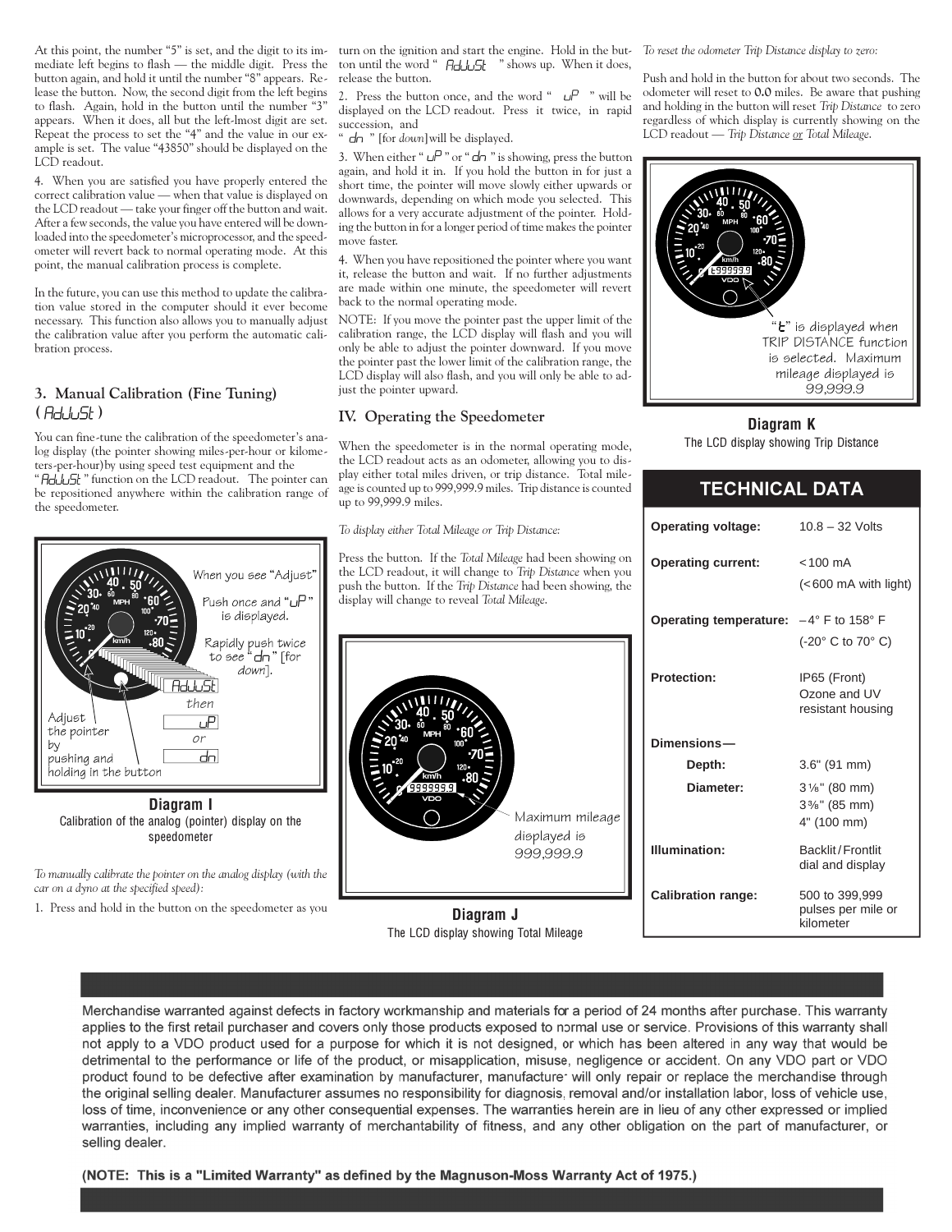At this point, the number "5" is set, and the digit to its immediate left begins to flash — the middle digit. Press the button again, and hold it until the number "8" appears. Release the button. Now, the second digit from the left begins to flash. Again, hold in the button until the number "3" appears. When it does, all but the left-lmost digit are set. Repeat the process to set the "4" and the value in our example is set. The value "43850" should be displayed on the LCD readout.

4. When you are satisfied you have properly entered the correct calibration value — when that value is displayed on the LCD readout — take your finger off the button and wait. After a few seconds, the value you have entered will be downloaded into the speedometer's microprocessor, and the speedometer will revert back to normal operating mode. At this point, the manual calibration process is complete.

In the future, you can use this method to update the calibration value stored in the computer should it ever become necessary. This function also allows you to manually adjust the calibration value after you perform the automatic calibration process.

### 3. Manual Calibration (Fine Tuning) ( AdJuSt )

You can fine-tune the calibration of the speedometer's analog display (the pointer showing miles-per-hour or kilometers-per-hour)by using speed test equipment and the "AdJuSt" function on the LCD readout. The pointer can be repositioned anywhere within the calibration range of the speedometer.

When you see "Adjust"

Push once and "uP" is displayed.

Rapidly push twice to see "dn" [for down].

AdJuSt

then

uP

or

dn

Adjust the pointer by pushing and holding in the button

**Diagram I**

Calibration of the analog (pointer) display on the speedometer

*To manually calibrate the pointer on the analog display (with the car on a dyno at the specified speed):*

1. Press and hold in the button on the speedometer as you turn on the ignition and start the engine. Hold in the button until the word " AdJuSt " shows up. When it does, release the button.

2. Press the button once, and the word " uP " will be displayed on the LCD readout. Press it twice, in rapid succession, and " dn " [for *down*]will be displayed.

3. When either " uP " or " dn " is showing, press the button again, and hold it in. If you hold the button in for just a short time, the pointer will move slowly either upwards or downwards, depending on which mode you selected. This allows for a very accurate adjustment of the pointer. Holding the button in for a longer period of time makes the pointer move faster.

4. When you have repositioned the pointer where you want it, release the button and wait. If no further adjustments are made within one minute, the speedometer will revert back to the normal operating mode.

NOTE: If you move the pointer past the upper limit of the calibration range, the LCD display will flash and you will only be able to adjust the pointer downward. If you move the pointer past the lower limit of the calibration range, the LCD display will also flash, and you will only be able to adjust the pointer upward.

## IV. Operating the Speedometer

When the speedometer is in the normal operating mode, the LCD readout acts as an odometer, allowing you to display either total miles driven, or trip distance. Total mileage is counted up to 999,999.9 miles. Trip distance is counted up to 99,999.9 miles.

*To display either Total Mileage or Trip Distance:*

Press the button. If the *Total Mileage* had been showing on the LCD readout, it will change to *Trip Distance* when you push the button. If the *Trip Distance* had been showing, the display will change to reveal *Total Mileage*.

Maximum mileage displayed is 999,999.9

**Diagram J**

The LCD display showing Total Mileage

*To reset the odometer Trip Distance display to zero:*

Push and hold in the button for about two seconds. The odometer will reset to 0.0 miles. Be aware that pushing and holding in the button will reset *Trip Distance* to zero regardless of which display is currently showing on the LCD readout — *Trip Distance or Total Mileage*.

"t" is displayed when TRIP DISTANCE function is selected. Maximum mileage displayed is 99,999.9

**Diagram K**

The LCD display showing Trip Distance

## TECHNICAL DATA

| | |
|---|---|
| **Operating voltage:** | 10.8 – 32 Volts |
| **Operating current:** | <100 mA (<600 mA with light) |
| **Operating temperature:** | –4° F to 158° F (-20° C to 70° C) |
| **Protection:** | IP65 (Front) Ozone and UV resistant housing |
| **Dimensions—** | |
| **Depth:** | 3.6" (91 mm) |
| **Diameter:** | 3⅛" (80 mm) 3⅜" (85 mm) 4" (100 mm) |
| **Illumination:** | Backlit / Frontlit dial and display |
| **Calibration range:** | 500 to 399,999 pulses per mile or kilometer |

Merchandise warranted against defects in factory workmanship and materials for a period of 24 months after purchase. This warranty applies to the first retail purchaser and covers only those products exposed to normal use or service. Provisions of this warranty shall not apply to a VDO product used for a purpose for which it is not designed, or which has been altered in any way that would be detrimental to the performance or life of the product, or misapplication, misuse, negligence or accident. On any VDO part or VDO product found to be defective after examination by manufacturer, manufacturer will only repair or replace the merchandise through the original selling dealer. Manufacturer assumes no responsibility for diagnosis, removal and/or installation labor, loss of vehicle use, loss of time, inconvenience or any other consequential expenses. The warranties herein are in lieu of any other expressed or implied warranties, including any implied warranty of merchantability of fitness, and any other obligation on the part of manufacturer, or selling dealer.

**(NOTE: This is a "Limited Warranty" as defined by the Magnuson-Moss Warranty Act of 1975.)**